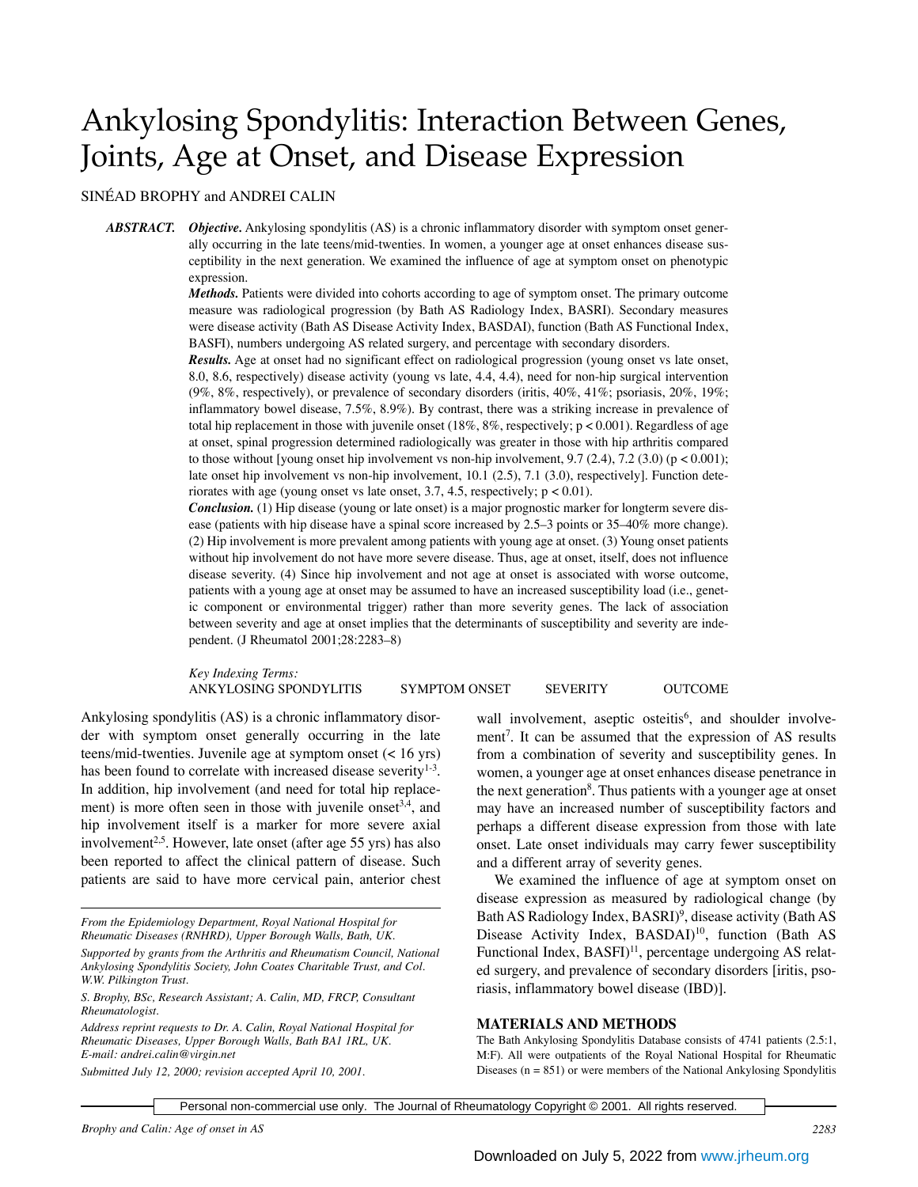# Ankylosing Spondylitis: Interaction Between Genes, Joints, Age at Onset, and Disease Expression

SINÉAD BROPHY and ANDREI CALIN

***ABSTRACT.*** ***Objective.*** Ankylosing spondylitis (AS) is a chronic inflammatory disorder with symptom onset generally occurring in the late teens/mid-twenties. In women, a younger age at onset enhances disease susceptibility in the next generation. We examined the influence of age at symptom onset on phenotypic expression.

***Methods.*** Patients were divided into cohorts according to age of symptom onset. The primary outcome measure was radiological progression (by Bath AS Radiology Index, BASRI). Secondary measures were disease activity (Bath AS Disease Activity Index, BASDAI), function (Bath AS Functional Index, BASFI), numbers undergoing AS related surgery, and percentage with secondary disorders.

***Results.*** Age at onset had no significant effect on radiological progression (young onset vs late onset, 8.0, 8.6, respectively) disease activity (young vs late, 4.4, 4.4), need for non-hip surgical intervention (9%, 8%, respectively), or prevalence of secondary disorders (iritis, 40%, 41%; psoriasis, 20%, 19%; inflammatory bowel disease, 7.5%, 8.9%). By contrast, there was a striking increase in prevalence of total hip replacement in those with juvenile onset (18%, 8%, respectively; $p < 0.001$). Regardless of age at onset, spinal progression determined radiologically was greater in those with hip arthritis compared to those without [young onset hip involvement vs non-hip involvement, 9.7 (2.4), 7.2 (3.0) ($p < 0.001$); late onset hip involvement vs non-hip involvement, 10.1 (2.5), 7.1 (3.0), respectively]. Function deteriorates with age (young onset vs late onset, 3.7, 4.5, respectively; $p < 0.01$).

***Conclusion.*** (1) Hip disease (young or late onset) is a major prognostic marker for longterm severe disease (patients with hip disease have a spinal score increased by 2.5–3 points or 35–40% more change). (2) Hip involvement is more prevalent among patients with young age at onset. (3) Young onset patients without hip involvement do not have more severe disease. Thus, age at onset, itself, does not influence disease severity. (4) Since hip involvement and not age at onset is associated with worse outcome, patients with a young age at onset may be assumed to have an increased susceptibility load (i.e., genetic component or environmental trigger) rather than more severity genes. The lack of association between severity and age at onset implies that the determinants of susceptibility and severity are independent. (J Rheumatol 2001;28:2283–8)

*Key Indexing Terms:*
ANKYLOSING SPONDYLITIS SYMPTOM ONSET SEVERITY OUTCOME

Ankylosing spondylitis (AS) is a chronic inflammatory disorder with symptom onset generally occurring in the late teens/mid-twenties. Juvenile age at symptom onset (< 16 yrs) has been found to correlate with increased disease severity[1-3]. In addition, hip involvement (and need for total hip replacement) is more often seen in those with juvenile onset[3,4], and hip involvement itself is a marker for more severe axial involvement[2,5]. However, late onset (after age 55 yrs) has also been reported to affect the clinical pattern of disease. Such patients are said to have more cervical pain, anterior chest wall involvement, aseptic osteitis[6], and shoulder involvement[7]. It can be assumed that the expression of AS results from a combination of severity and susceptibility genes. In women, a younger age at onset enhances disease penetrance in the next generation[8]. Thus patients with a younger age at onset may have an increased number of susceptibility factors and perhaps a different disease expression from those with late onset. Late onset individuals may carry fewer susceptibility and a different array of severity genes.

We examined the influence of age at symptom onset on disease expression as measured by radiological change (by Bath AS Radiology Index, BASRI)[9], disease activity (Bath AS Disease Activity Index, BASDAI)[10], function (Bath AS Functional Index, BASFI)[11], percentage undergoing AS related surgery, and prevalence of secondary disorders [iritis, psoriasis, inflammatory bowel disease (IBD)].

*From the Epidemiology Department, Royal National Hospital for Rheumatic Diseases (RNHRD), Upper Borough Walls, Bath, UK.*

*Supported by grants from the Arthritis and Rheumatism Council, National Ankylosing Spondylitis Society, John Coates Charitable Trust, and Col. W.W. Pilkington Trust.*

*S. Brophy, BSc, Research Assistant; A. Calin, MD, FRCP, Consultant Rheumatologist.*

*Address reprint requests to Dr. A. Calin, Royal National Hospital for Rheumatic Diseases, Upper Borough Walls, Bath BA1 1RL, UK. E-mail: andrei.calin@virgin.net*

*Submitted July 12, 2000; revision accepted April 10, 2001.*

## MATERIALS AND METHODS

The Bath Ankylosing Spondylitis Database consists of 4741 patients (2.5:1, M:F). All were outpatients of the Royal National Hospital for Rheumatic Diseases (n = 851) or were members of the National Ankylosing Spondylitis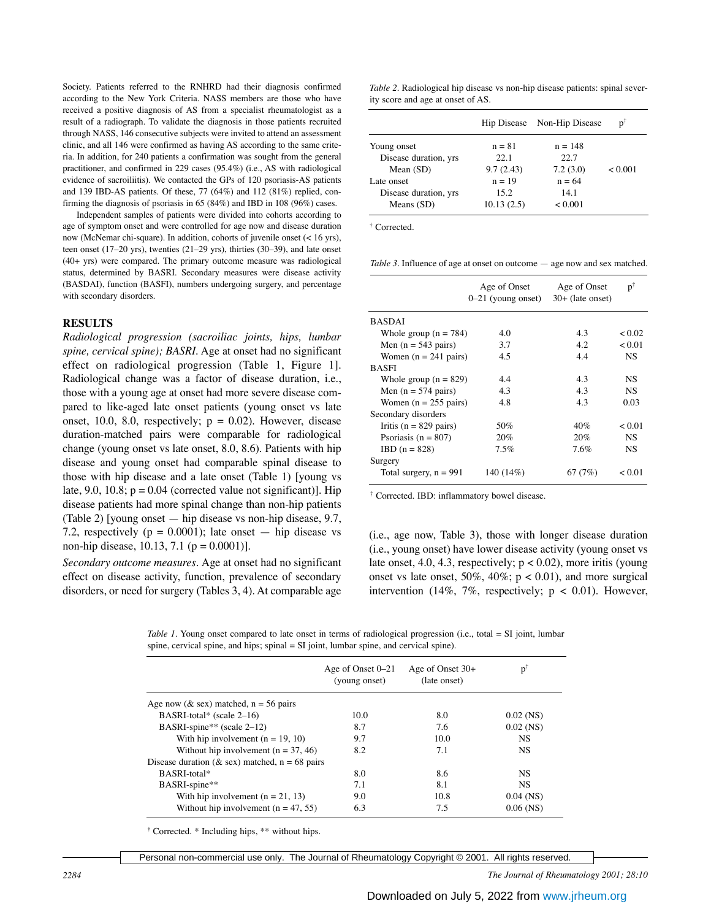Society. Patients referred to the RNHRD had their diagnosis confirmed according to the New York Criteria. NASS members are those who have received a positive diagnosis of AS from a specialist rheumatologist as a result of a radiograph. To validate the diagnosis in those patients recruited through NASS, 146 consecutive subjects were invited to attend an assessment clinic, and all 146 were confirmed as having AS according to the same criteria. In addition, for 240 patients a confirmation was sought from the general practitioner, and confirmed in 229 cases (95.4%) (i.e., AS with radiological evidence of sacroiliitis). We contacted the GPs of 120 psoriasis-AS patients and 139 IBD-AS patients. Of these, 77 (64%) and 112 (81%) replied, confirming the diagnosis of psoriasis in 65 (84%) and IBD in 108 (96%) cases.

Independent samples of patients were divided into cohorts according to age of symptom onset and were controlled for age now and disease duration now (McNemar chi-square). In addition, cohorts of juvenile onset (< 16 yrs), teen onset (17–20 yrs), twenties (21–29 yrs), thirties (30–39), and late onset (40+ yrs) were compared. The primary outcome measure was radiological status, determined by BASRI. Secondary measures were disease activity (BASDAI), function (BASFI), numbers undergoing surgery, and percentage with secondary disorders.

## RESULTS

*Radiological progression (sacroiliac joints, hips, lumbar spine, cervical spine); BASRI*. Age at onset had no significant effect on radiological progression (Table 1, Figure 1]. Radiological change was a factor of disease duration, i.e., those with a young age at onset had more severe disease compared to like-aged late onset patients (young onset vs late onset, 10.0, 8.0, respectively; p = 0.02). However, disease duration-matched pairs were comparable for radiological change (young onset vs late onset, 8.0, 8.6). Patients with hip disease and young onset had comparable spinal disease to those with hip disease and a late onset (Table 1) [young vs late, 9.0, 10.8; p = 0.04 (corrected value not significant)]. Hip disease patients had more spinal change than non-hip patients (Table 2) [young onset — hip disease vs non-hip disease, 9.7, 7.2, respectively (p = 0.0001); late onset — hip disease vs non-hip disease, 10.13, 7.1 (p = 0.0001)].

*Secondary outcome measures*. Age at onset had no significant effect on disease activity, function, prevalence of secondary disorders, or need for surgery (Tables 3, 4). At comparable age (i.e., age now, Table 3), those with longer disease duration (i.e., young onset) have lower disease activity (young onset vs late onset, 4.0, 4.3, respectively; p < 0.02), more iritis (young onset vs late onset, 50%, 40%; p < 0.01), and more surgical intervention (14%, 7%, respectively; p < 0.01). However,

*Table 2*. Radiological hip disease vs non-hip disease patients: spinal severity score and age at onset of AS.

| | Hip Disease | Non-Hip Disease | p[†] |
|---|---|---|---|
| Young onset | n = 81 | n = 148 | |
| Disease duration, yrs | 22.1 | 22.7 | |
| Mean (SD) | 9.7 (2.43) | 7.2 (3.0) | < 0.001 |
| Late onset | n = 19 | n = 64 | |
| Disease duration, yrs | 15.2 | 14.1 | |
| Means (SD) | 10.13 (2.5) | < 0.001 | |

[†] Corrected.

*Table 3*. Influence of age at onset on outcome — age now and sex matched.

| | Age of Onset 0–21 (young onset) | Age of Onset 30+ (late onset) | p[†] |
|---|---|---|---|
| BASDAI | | | |
| Whole group (n = 784) | 4.0 | 4.3 | < 0.02 |
| Men (n = 543 pairs) | 3.7 | 4.2 | < 0.01 |
| Women (n = 241 pairs) | 4.5 | 4.4 | NS |
| BASFI | | | |
| Whole group (n = 829) | 4.4 | 4.3 | NS |
| Men (n = 574 pairs) | 4.3 | 4.3 | NS |
| Women (n = 255 pairs) | 4.8 | 4.3 | 0.03 |
| Secondary disorders | | | |
| Iritis (n = 829 pairs) | 50% | 40% | < 0.01 |
| Psoriasis (n = 807) | 20% | 20% | NS |
| IBD (n = 828) | 7.5% | 7.6% | NS |
| Surgery | | | |
| Total surgery, n = 991 | 140 (14%) | 67 (7%) | < 0.01 |

[†] Corrected. IBD: inflammatory bowel disease.

*Table 1*. Young onset compared to late onset in terms of radiological progression (i.e., total = SI joint, lumbar spine, cervical spine, and hips; spinal = SI joint, lumbar spine, and cervical spine).

| | Age of Onset 0–21 (young onset) | Age of Onset 30+ (late onset) | p[†] |
|---|---|---|---|
| Age now (& sex) matched, n = 56 pairs | | | |
| BASRI-total* (scale 2–16) | 10.0 | 8.0 | 0.02 (NS) |
| BASRI-spine** (scale 2–12) | 8.7 | 7.6 | 0.02 (NS) |
| With hip involvement (n = 19, 10) | 9.7 | 10.0 | NS |
| Without hip involvement (n = 37, 46) | 8.2 | 7.1 | NS |
| Disease duration (& sex) matched, n = 68 pairs | | | |
| BASRI-total* | 8.0 | 8.6 | NS |
| BASRI-spine** | 7.1 | 8.1 | NS |
| With hip involvement (n = 21, 13) | 9.0 | 10.8 | 0.04 (NS) |
| Without hip involvement (n = 47, 55) | 6.3 | 7.5 | 0.06 (NS) |

[†] Corrected. * Including hips, ** without hips.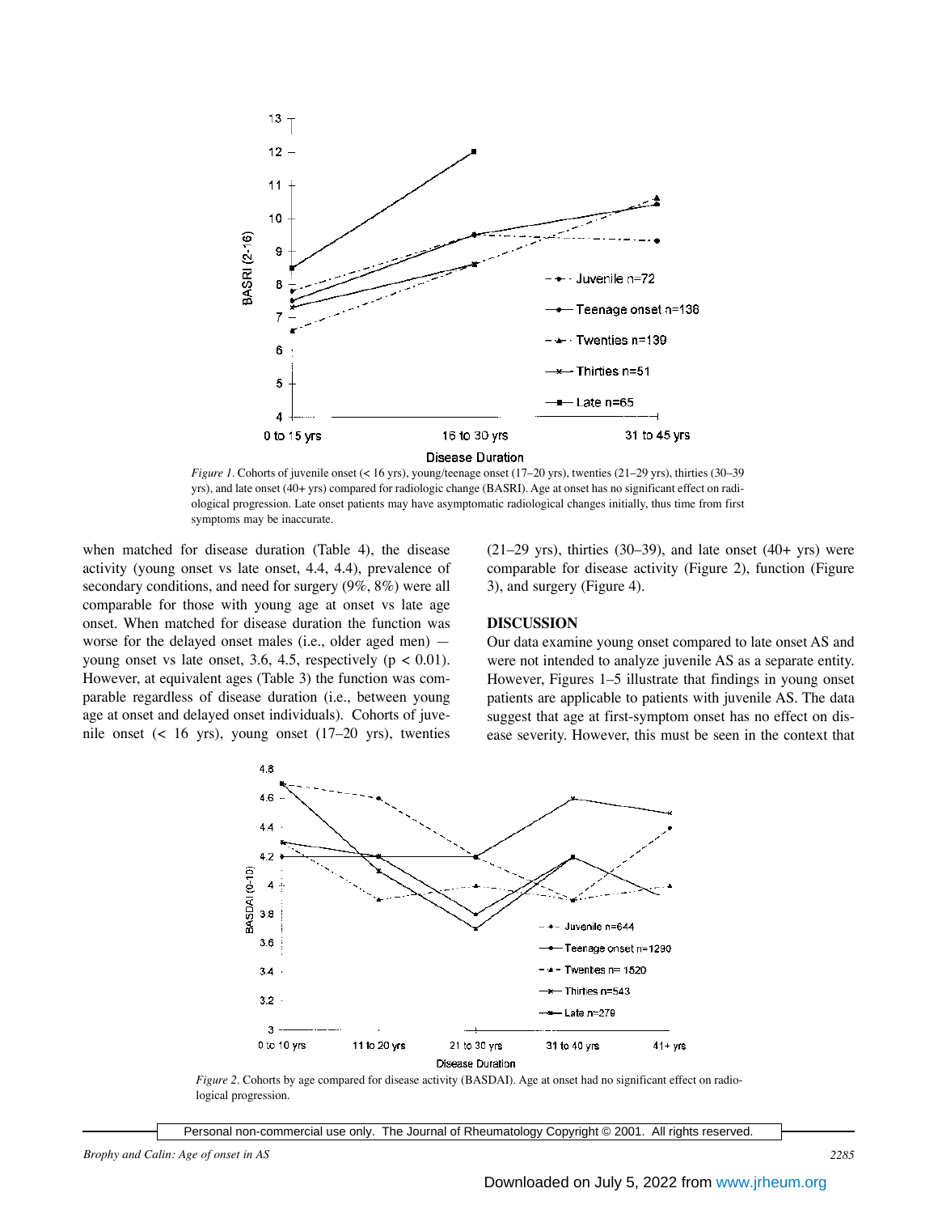*Figure 1.* Cohorts of juvenile onset (< 16 yrs), young/teenage onset (17–20 yrs), twenties (21–29 yrs), thirties (30–39 yrs), and late onset (40+ yrs) compared for radiologic change (BASRI). Age at onset has no significant effect on radiological progression. Late onset patients may have asymptomatic radiological changes initially, thus time from first symptoms may be inaccurate.

when matched for disease duration (Table 4), the disease activity (young onset vs late onset, 4.4, 4.4), prevalence of secondary conditions, and need for surgery (9%, 8%) were all comparable for those with young age at onset vs late age onset. When matched for disease duration the function was worse for the delayed onset males (i.e., older aged men) — young onset vs late onset, 3.6, 4.5, respectively ($p < 0.01$). However, at equivalent ages (Table 3) the function was comparable regardless of disease duration (i.e., between young age at onset and delayed onset individuals). Cohorts of juvenile onset (< 16 yrs), young onset (17–20 yrs), twenties (21–29 yrs), thirties (30–39), and late onset (40+ yrs) were comparable for disease activity (Figure 2), function (Figure 3), and surgery (Figure 4).

## DISCUSSION

Our data examine young onset compared to late onset AS and were not intended to analyze juvenile AS as a separate entity. However, Figures 1–5 illustrate that findings in young onset patients are applicable to patients with juvenile AS. The data suggest that age at first-symptom onset has no effect on disease severity. However, this must be seen in the context that

*Figure 2.* Cohorts by age compared for disease activity (BASDAI). Age at onset had no significant effect on radiological progression.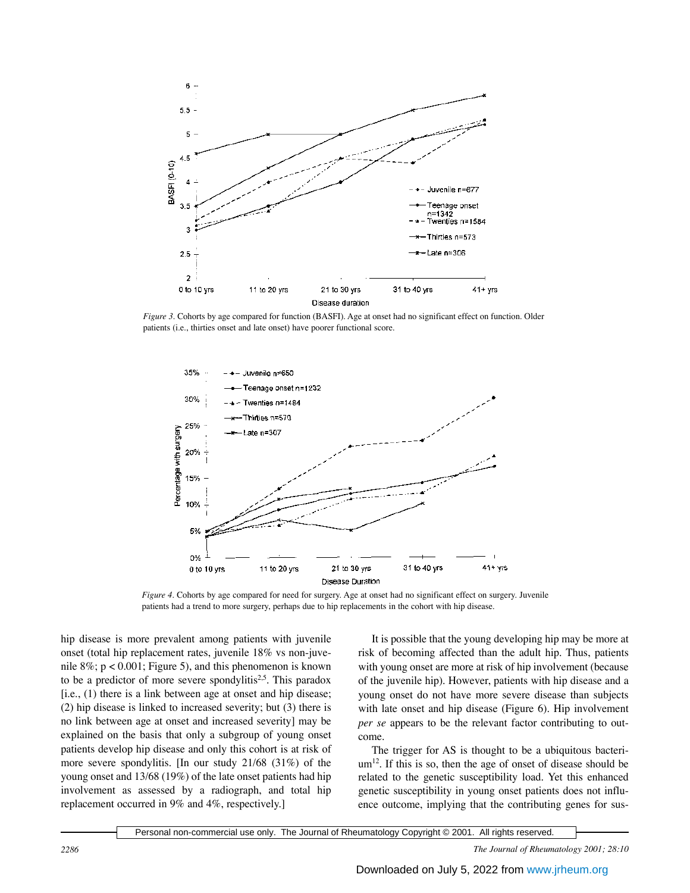*Figure 3.* Cohorts by age compared for function (BASFI). Age at onset had no significant effect on function. Older patients (i.e., thirties onset and late onset) have poorer functional score.

*Figure 4.* Cohorts by age compared for need for surgery. Age at onset had no significant effect on surgery. Juvenile patients had a trend to more surgery, perhaps due to hip replacements in the cohort with hip disease.

hip disease is more prevalent among patients with juvenile onset (total hip replacement rates, juvenile 18% vs non-juvenile 8%; $p < 0.001$; Figure 5), and this phenomenon is known to be a predictor of more severe spondylitis[2,5]. This paradox [i.e., (1) there is a link between age at onset and hip disease; (2) hip disease is linked to increased severity; but (3) there is no link between age at onset and increased severity] may be explained on the basis that only a subgroup of young onset patients develop hip disease and only this cohort is at risk of more severe spondylitis. [In our study 21/68 (31%) of the young onset and 13/68 (19%) of the late onset patients had hip involvement as assessed by a radiograph, and total hip replacement occurred in 9% and 4%, respectively.]

It is possible that the young developing hip may be more at risk of becoming affected than the adult hip. Thus, patients with young onset are more at risk of hip involvement (because of the juvenile hip). However, patients with hip disease and a young onset do not have more severe disease than subjects with late onset and hip disease (Figure 6). Hip involvement *per se* appears to be the relevant factor contributing to outcome.

The trigger for AS is thought to be a ubiquitous bacterium[12]. If this is so, then the age of onset of disease should be related to the genetic susceptibility load. Yet this enhanced genetic susceptibility in young onset patients does not influence outcome, implying that the contributing genes for sus-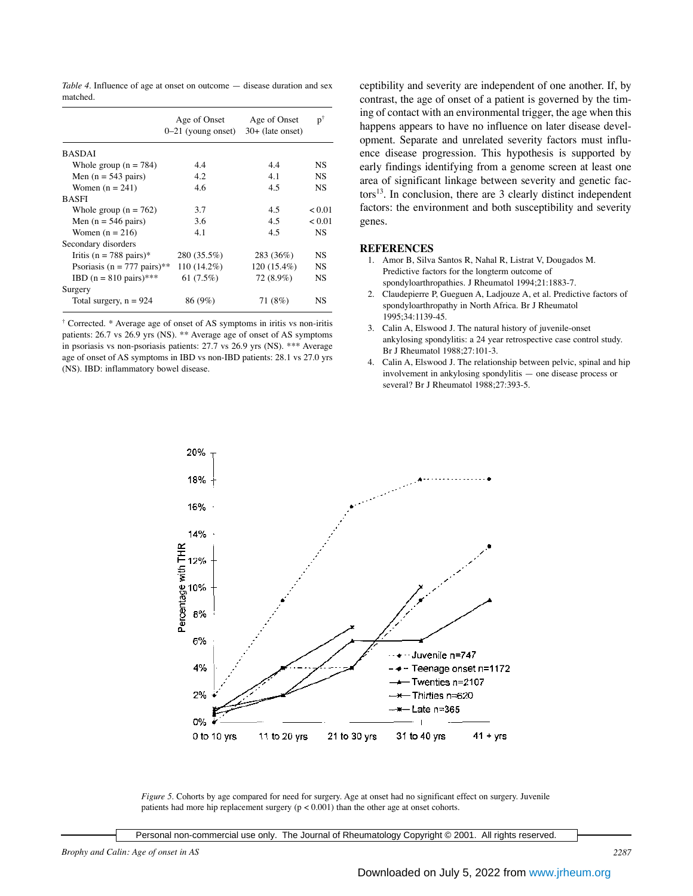*Table 4*. Influence of age at onset on outcome — disease duration and sex matched.

| | Age of Onset 0–21 (young onset) | Age of Onset 30+ (late onset) | p[†] |
|---|---|---|---|
| BASDAI | | | |
| Whole group (n = 784) | 4.4 | 4.4 | NS |
| Men (n = 543 pairs) | 4.2 | 4.1 | NS |
| Women (n = 241) | 4.6 | 4.5 | NS |
| BASFI | | | |
| Whole group (n = 762) | 3.7 | 4.5 | < 0.01 |
| Men (n = 546 pairs) | 3.6 | 4.5 | < 0.01 |
| Women (n = 216) | 4.1 | 4.5 | NS |
| Secondary disorders | | | |
| Iritis (n = 788 pairs)* | 280 (35.5%) | 283 (36%) | NS |
| Psoriasis (n = 777 pairs)** | 110 (14.2%) | 120 (15.4%) | NS |
| IBD (n = 810 pairs)*** | 61 (7.5%) | 72 (8.9%) | NS |
| Surgery | | | |
| Total surgery, n = 924 | 86 (9%) | 71 (8%) | NS |

[†] Corrected. * Average age of onset of AS symptoms in iritis vs non-iritis patients: 26.7 vs 26.9 yrs (NS). ** Average age of onset of AS symptoms in psoriasis vs non-psoriasis patients: 27.7 vs 26.9 yrs (NS). *** Average age of onset of AS symptoms in IBD vs non-IBD patients: 28.1 vs 27.0 yrs (NS). IBD: inflammatory bowel disease.

ceptibility and severity are independent of one another. If, by contrast, the age of onset of a patient is governed by the timing of contact with an environmental trigger, the age when this happens appears to have no influence on later disease development. Separate and unrelated severity factors must influence disease progression. This hypothesis is supported by early findings identifying from a genome screen at least one area of significant linkage between severity and genetic factors[13]. In conclusion, there are 3 clearly distinct independent factors: the environment and both susceptibility and severity genes.

## REFERENCES

1. Amor B, Silva Santos R, Nahal R, Listrat V, Dougados M. Predictive factors for the longterm outcome of spondyloarthropathies. J Rheumatol 1994;21:1883-7.
2. Claudepierre P, Gueguen A, Ladjouze A, et al. Predictive factors of spondyloarthropathy in North Africa. Br J Rheumatol 1995;34:1139-45.
3. Calin A, Elswood J. The natural history of juvenile-onset ankylosing spondylitis: a 24 year retrospective case control study. Br J Rheumatol 1988;27:101-3.
4. Calin A, Elswood J. The relationship between pelvic, spinal and hip involvement in ankylosing spondylitis — one disease process or several? Br J Rheumatol 1988;27:393-5.

*Figure 5*. Cohorts by age compared for need for surgery. Age at onset had no significant effect on surgery. Juvenile patients had more hip replacement surgery ($p < 0.001$) than the other age at onset cohorts.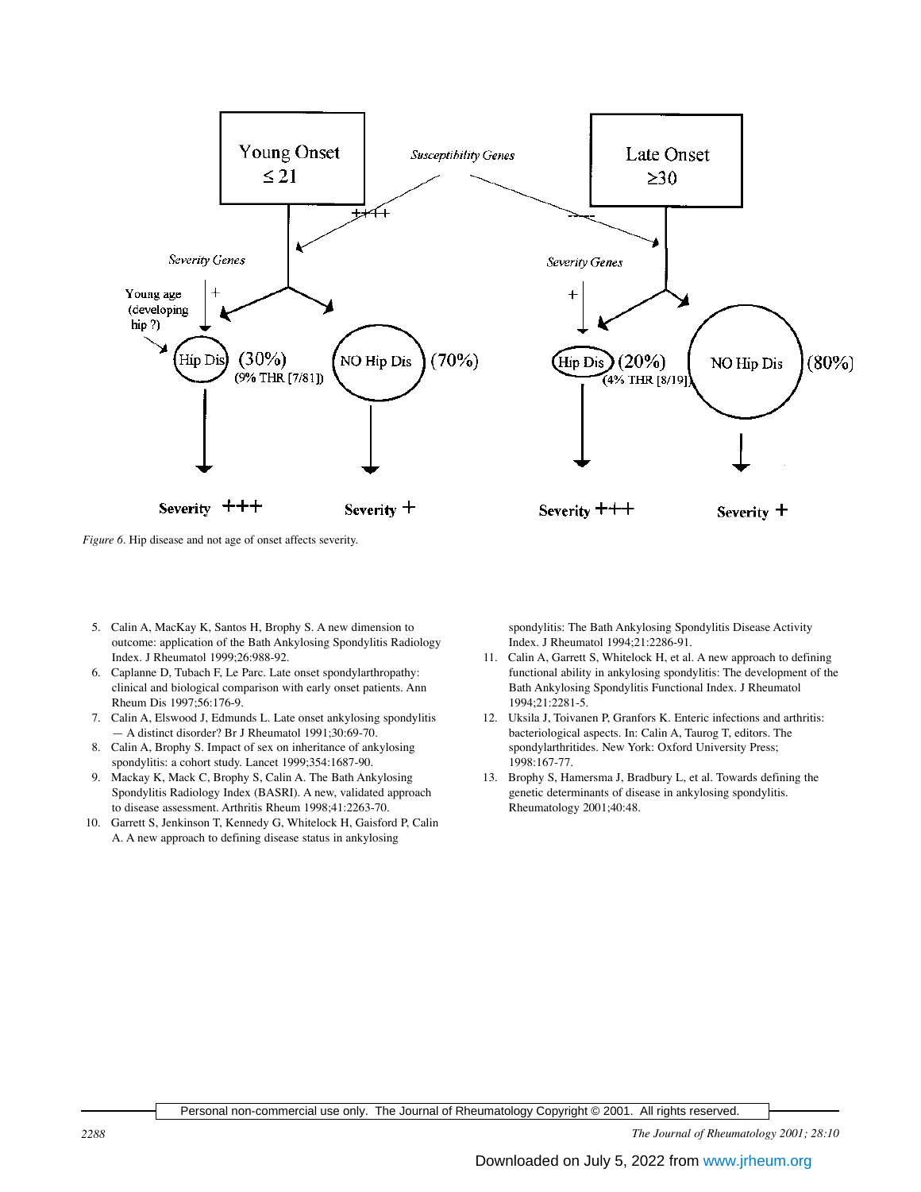Young Onset
≤ 21

Susceptibility Genes

Late Onset
≥30

++++

----

Severity Genes

Severity Genes

Young age
(developing
hip ?)

+

+

Hip Dis (30%)
(9% THR [7/81])

NO Hip Dis (70%)

Hip Dis (20%)
(4% THR [8/19])

NO Hip Dis (80%)

Severity +++

Severity +

Severity +++

Severity +

*Figure 6*. Hip disease and not age of onset affects severity.

5. Calin A, MacKay K, Santos H, Brophy S. A new dimension to outcome: application of the Bath Ankylosing Spondylitis Radiology Index. J Rheumatol 1999;26:988-92.
6. Caplanne D, Tubach F, Le Parc. Late onset spondylarthropathy: clinical and biological comparison with early onset patients. Ann Rheum Dis 1997;56:176-9.
7. Calin A, Elswood J, Edmunds L. Late onset ankylosing spondylitis — A distinct disorder? Br J Rheumatol 1991;30:69-70.
8. Calin A, Brophy S. Impact of sex on inheritance of ankylosing spondylitis: a cohort study. Lancet 1999;354:1687-90.
9. Mackay K, Mack C, Brophy S, Calin A. The Bath Ankylosing Spondylitis Radiology Index (BASRI). A new, validated approach to disease assessment. Arthritis Rheum 1998;41:2263-70.
10. Garrett S, Jenkinson T, Kennedy G, Whitelock H, Gaisford P, Calin A. A new approach to defining disease status in ankylosing spondylitis: The Bath Ankylosing Spondylitis Disease Activity Index. J Rheumatol 1994;21:2286-91.
11. Calin A, Garrett S, Whitelock H, et al. A new approach to defining functional ability in ankylosing spondylitis: The development of the Bath Ankylosing Spondylitis Functional Index. J Rheumatol 1994;21:2281-5.
12. Uksila J, Toivanen P, Granfors K. Enteric infections and arthritis: bacteriological aspects. In: Calin A, Taurog T, editors. The spondylarthritides. New York: Oxford University Press; 1998:167-77.
13. Brophy S, Hamersma J, Bradbury L, et al. Towards defining the genetic determinants of disease in ankylosing spondylitis. Rheumatology 2001;40:48.